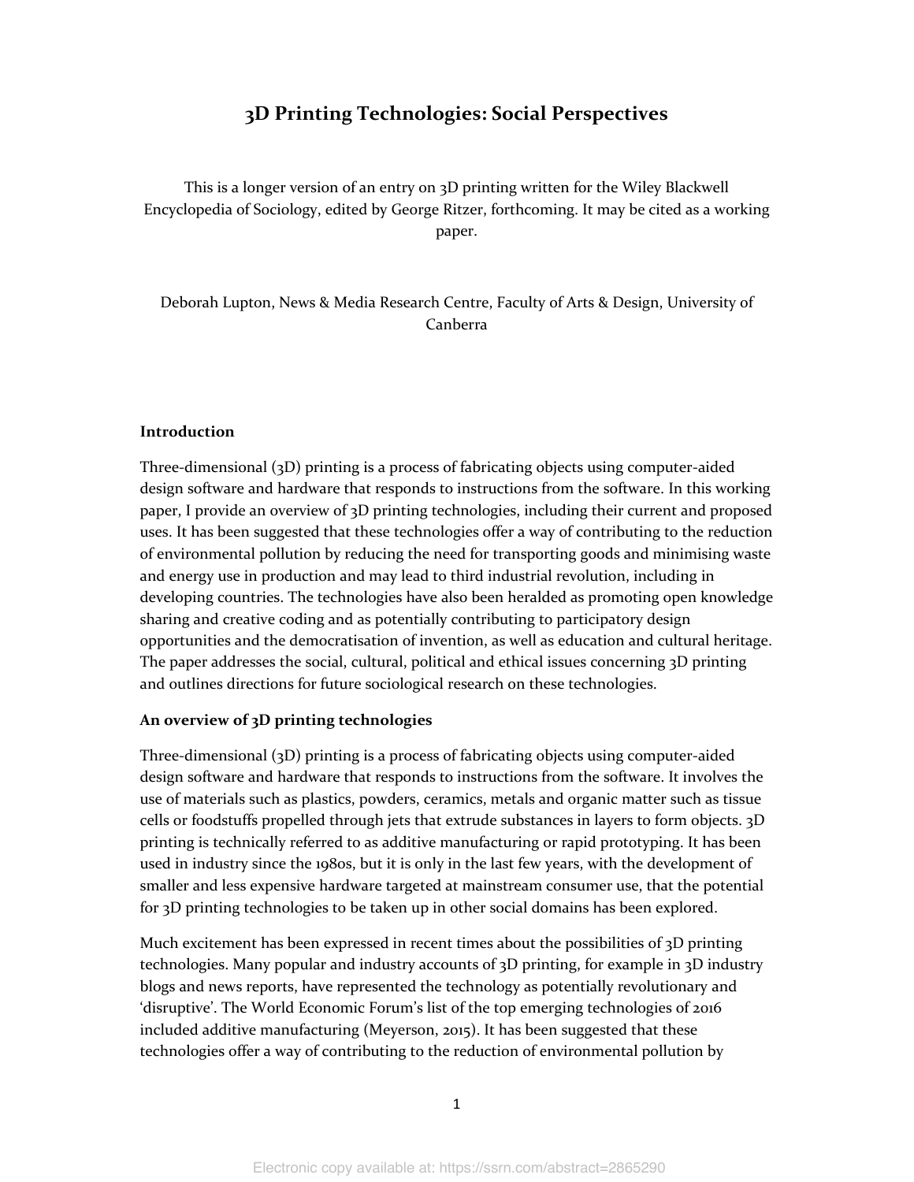# 3D Printing Technologies: Social Perspectives

This is a longer version of an entry on 3D printing written for the Wiley Blackwell Encyclopedia of Sociology, edited by George Ritzer, forthcoming. It may be cited as a working paper.

Deborah Lupton, News & Media Research Centre, Faculty of Arts & Design, University of Canberra

## Introduction

Three-dimensional (3D) printing is a process of fabricating objects using computer-aided design software and hardware that responds to instructions from the software. In this working paper, I provide an overview of 3D printing technologies, including their current and proposed uses. It has been suggested that these technologies offer a way of contributing to the reduction of environmental pollution by reducing the need for transporting goods and minimising waste and energy use in production and may lead to third industrial revolution, including in developing countries. The technologies have also been heralded as promoting open knowledge sharing and creative coding and as potentially contributing to participatory design opportunities and the democratisation of invention, as well as education and cultural heritage. The paper addresses the social, cultural, political and ethical issues concerning 3D printing and outlines directions for future sociological research on these technologies.

## An overview of 3D printing technologies

Three-dimensional (3D) printing is a process of fabricating objects using computer-aided design software and hardware that responds to instructions from the software. It involves the use of materials such as plastics, powders, ceramics, metals and organic matter such as tissue cells or foodstuffs propelled through jets that extrude substances in layers to form objects. 3D printing is technically referred to as additive manufacturing or rapid prototyping. It has been used in industry since the 1980s, but it is only in the last few years, with the development of smaller and less expensive hardware targeted at mainstream consumer use, that the potential for 3D printing technologies to be taken up in other social domains has been explored.

Much excitement has been expressed in recent times about the possibilities of 3D printing technologies. Many popular and industry accounts of 3D printing, for example in 3D industry blogs and news reports, have represented the technology as potentially revolutionary and 'disruptive'. The World Economic Forum's list of the top emerging technologies of 2016 included additive manufacturing (Meyerson, 2015). It has been suggested that these technologies offer a way of contributing to the reduction of environmental pollution by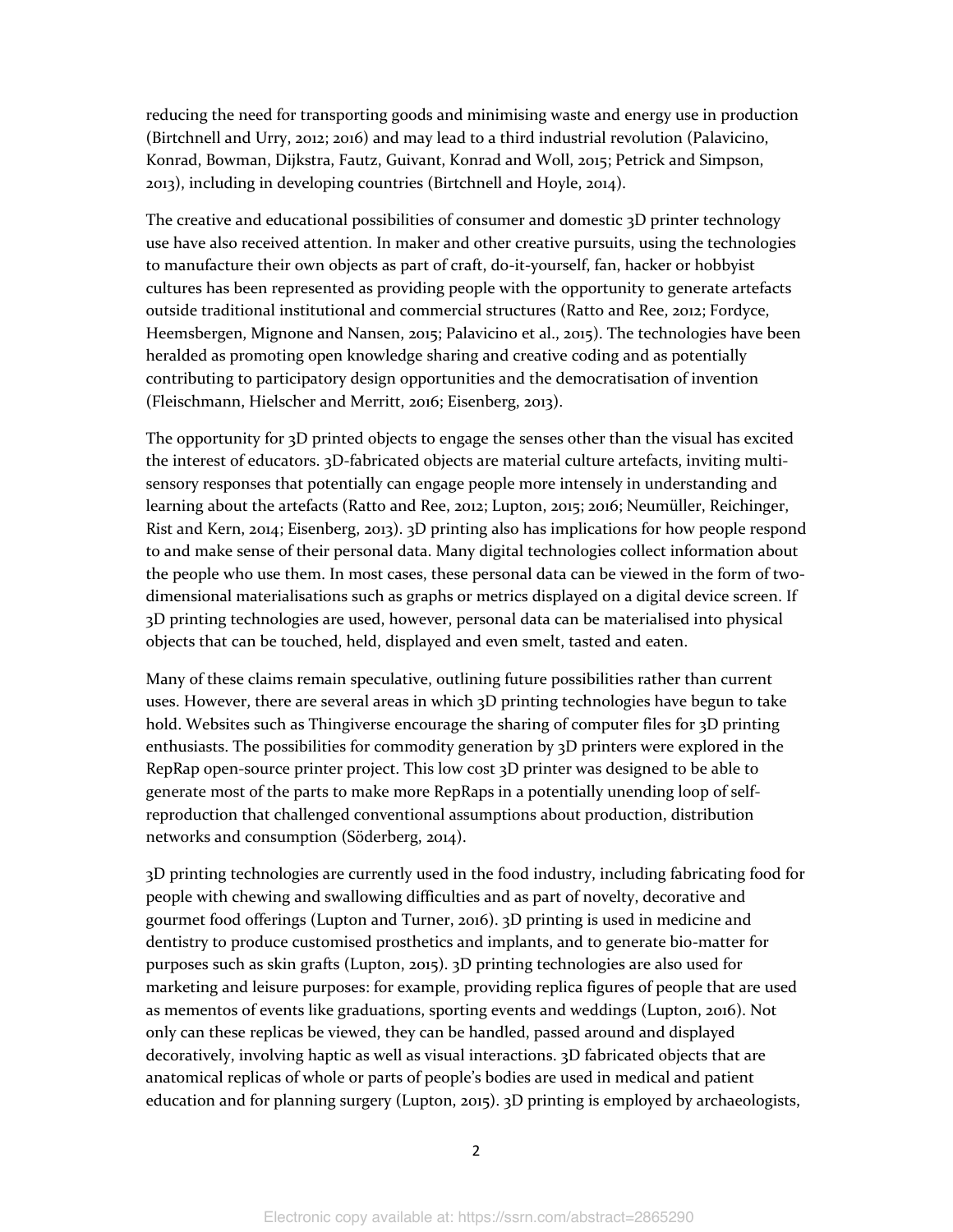reducing the need for transporting goods and minimising waste and energy use in production (Birtchnell and Urry, 2012; 2016) and may lead to a third industrial revolution (Palavicino, Konrad, Bowman, Dijkstra, Fautz, Guivant, Konrad and Woll, 2015; Petrick and Simpson, 2013), including in developing countries (Birtchnell and Hoyle, 2014).

The creative and educational possibilities of consumer and domestic 3D printer technology use have also received attention. In maker and other creative pursuits, using the technologies to manufacture their own objects as part of craft, do-it-yourself, fan, hacker or hobbyist cultures has been represented as providing people with the opportunity to generate artefacts outside traditional institutional and commercial structures (Ratto and Ree, 2012; Fordyce, Heemsbergen, Mignone and Nansen, 2015; Palavicino et al., 2015). The technologies have been heralded as promoting open knowledge sharing and creative coding and as potentially contributing to participatory design opportunities and the democratisation of invention (Fleischmann, Hielscher and Merritt, 2016; Eisenberg, 2013).

The opportunity for 3D printed objects to engage the senses other than the visual has excited the interest of educators. 3D-fabricated objects are material culture artefacts, inviting multi-sensory responses that potentially can engage people more intensely in understanding and learning about the artefacts (Ratto and Ree, 2012; Lupton, 2015; 2016; Neumüller, Reichinger, Rist and Kern, 2014; Eisenberg, 2013). 3D printing also has implications for how people respond to and make sense of their personal data. Many digital technologies collect information about the people who use them. In most cases, these personal data can be viewed in the form of two-dimensional materialisations such as graphs or metrics displayed on a digital device screen. If 3D printing technologies are used, however, personal data can be materialised into physical objects that can be touched, held, displayed and even smelt, tasted and eaten.

Many of these claims remain speculative, outlining future possibilities rather than current uses. However, there are several areas in which 3D printing technologies have begun to take hold. Websites such as Thingiverse encourage the sharing of computer files for 3D printing enthusiasts. The possibilities for commodity generation by 3D printers were explored in the RepRap open-source printer project. This low cost 3D printer was designed to be able to generate most of the parts to make more RepRaps in a potentially unending loop of self-reproduction that challenged conventional assumptions about production, distribution networks and consumption (Söderberg, 2014).

3D printing technologies are currently used in the food industry, including fabricating food for people with chewing and swallowing difficulties and as part of novelty, decorative and gourmet food offerings (Lupton and Turner, 2016). 3D printing is used in medicine and dentistry to produce customised prosthetics and implants, and to generate bio-matter for purposes such as skin grafts (Lupton, 2015). 3D printing technologies are also used for marketing and leisure purposes: for example, providing replica figures of people that are used as mementos of events like graduations, sporting events and weddings (Lupton, 2016). Not only can these replicas be viewed, they can be handled, passed around and displayed decoratively, involving haptic as well as visual interactions. 3D fabricated objects that are anatomical replicas of whole or parts of people's bodies are used in medical and patient education and for planning surgery (Lupton, 2015). 3D printing is employed by archaeologists,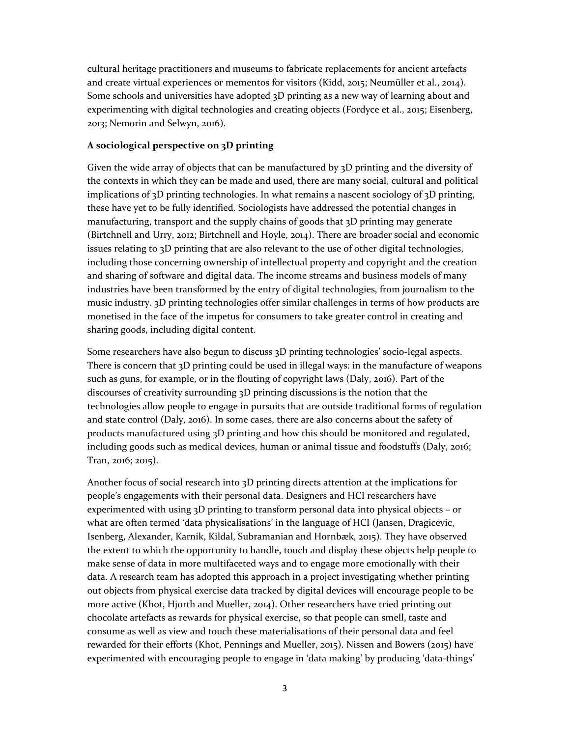cultural heritage practitioners and museums to fabricate replacements for ancient artefacts and create virtual experiences or mementos for visitors (Kidd, 2015; Neumüller et al., 2014). Some schools and universities have adopted 3D printing as a new way of learning about and experimenting with digital technologies and creating objects (Fordyce et al., 2015; Eisenberg, 2013; Nemorin and Selwyn, 2016).

**A sociological perspective on 3D printing**

Given the wide array of objects that can be manufactured by 3D printing and the diversity of the contexts in which they can be made and used, there are many social, cultural and political implications of 3D printing technologies. In what remains a nascent sociology of 3D printing, these have yet to be fully identified. Sociologists have addressed the potential changes in manufacturing, transport and the supply chains of goods that 3D printing may generate (Birtchnell and Urry, 2012; Birtchnell and Hoyle, 2014). There are broader social and economic issues relating to 3D printing that are also relevant to the use of other digital technologies, including those concerning ownership of intellectual property and copyright and the creation and sharing of software and digital data. The income streams and business models of many industries have been transformed by the entry of digital technologies, from journalism to the music industry. 3D printing technologies offer similar challenges in terms of how products are monetised in the face of the impetus for consumers to take greater control in creating and sharing goods, including digital content.

Some researchers have also begun to discuss 3D printing technologies' socio-legal aspects. There is concern that 3D printing could be used in illegal ways: in the manufacture of weapons such as guns, for example, or in the flouting of copyright laws (Daly, 2016). Part of the discourses of creativity surrounding 3D printing discussions is the notion that the technologies allow people to engage in pursuits that are outside traditional forms of regulation and state control (Daly, 2016). In some cases, there are also concerns about the safety of products manufactured using 3D printing and how this should be monitored and regulated, including goods such as medical devices, human or animal tissue and foodstuffs (Daly, 2016; Tran, 2016; 2015).

Another focus of social research into 3D printing directs attention at the implications for people's engagements with their personal data. Designers and HCI researchers have experimented with using 3D printing to transform personal data into physical objects – or what are often termed 'data physicalisations' in the language of HCI (Jansen, Dragicevic, Isenberg, Alexander, Karnik, Kildal, Subramanian and Hornbæk, 2015). They have observed the extent to which the opportunity to handle, touch and display these objects help people to make sense of data in more multifaceted ways and to engage more emotionally with their data. A research team has adopted this approach in a project investigating whether printing out objects from physical exercise data tracked by digital devices will encourage people to be more active (Khot, Hjorth and Mueller, 2014). Other researchers have tried printing out chocolate artefacts as rewards for physical exercise, so that people can smell, taste and consume as well as view and touch these materialisations of their personal data and feel rewarded for their efforts (Khot, Pennings and Mueller, 2015). Nissen and Bowers (2015) have experimented with encouraging people to engage in 'data making' by producing 'data-things'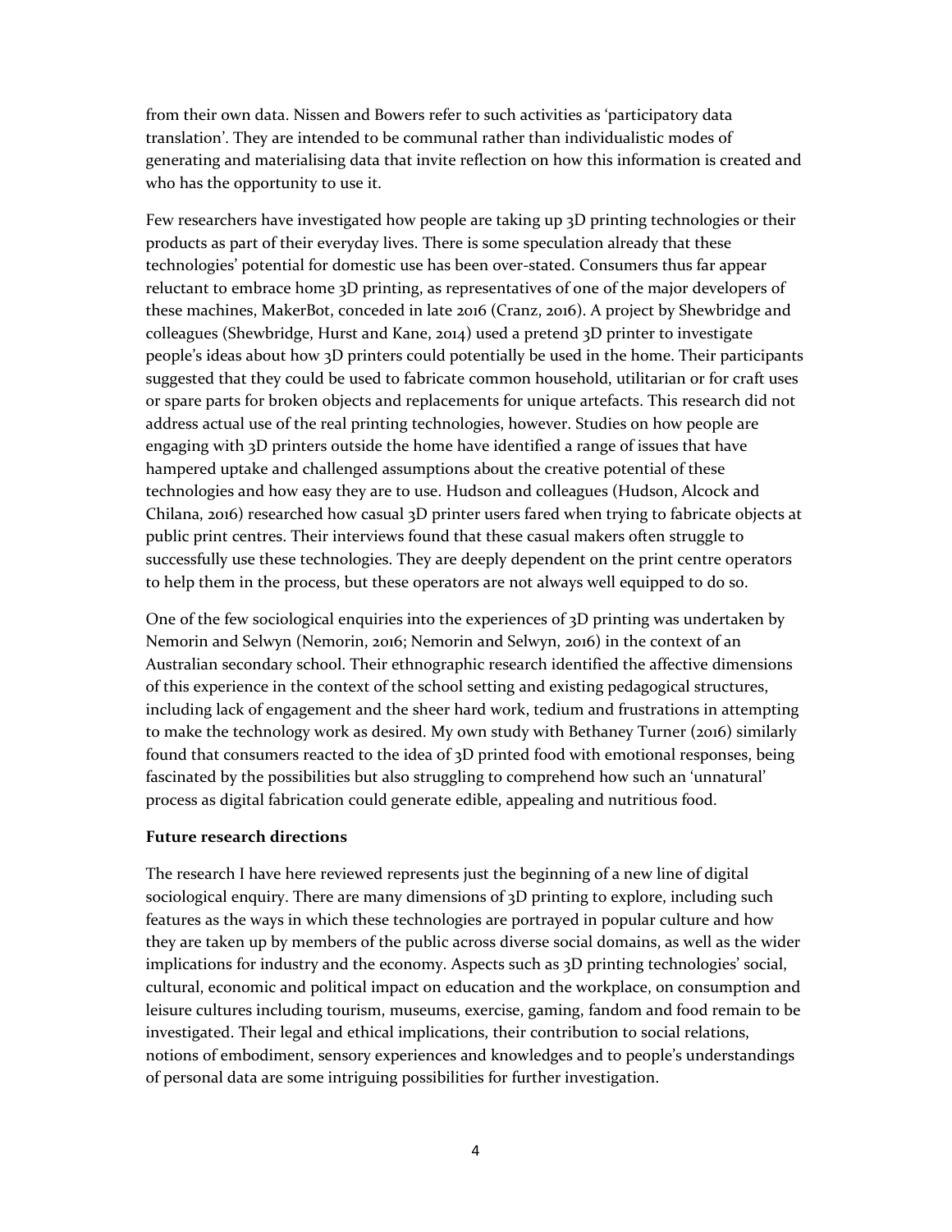from their own data. Nissen and Bowers refer to such activities as 'participatory data translation'. They are intended to be communal rather than individualistic modes of generating and materialising data that invite reflection on how this information is created and who has the opportunity to use it.

Few researchers have investigated how people are taking up 3D printing technologies or their products as part of their everyday lives. There is some speculation already that these technologies' potential for domestic use has been over-stated. Consumers thus far appear reluctant to embrace home 3D printing, as representatives of one of the major developers of these machines, MakerBot, conceded in late 2016 (Cranz, 2016). A project by Shewbridge and colleagues (Shewbridge, Hurst and Kane, 2014) used a pretend 3D printer to investigate people's ideas about how 3D printers could potentially be used in the home. Their participants suggested that they could be used to fabricate common household, utilitarian or for craft uses or spare parts for broken objects and replacements for unique artefacts. This research did not address actual use of the real printing technologies, however. Studies on how people are engaging with 3D printers outside the home have identified a range of issues that have hampered uptake and challenged assumptions about the creative potential of these technologies and how easy they are to use. Hudson and colleagues (Hudson, Alcock and Chilana, 2016) researched how casual 3D printer users fared when trying to fabricate objects at public print centres. Their interviews found that these casual makers often struggle to successfully use these technologies. They are deeply dependent on the print centre operators to help them in the process, but these operators are not always well equipped to do so.

One of the few sociological enquiries into the experiences of 3D printing was undertaken by Nemorin and Selwyn (Nemorin, 2016; Nemorin and Selwyn, 2016) in the context of an Australian secondary school. Their ethnographic research identified the affective dimensions of this experience in the context of the school setting and existing pedagogical structures, including lack of engagement and the sheer hard work, tedium and frustrations in attempting to make the technology work as desired. My own study with Bethaney Turner (2016) similarly found that consumers reacted to the idea of 3D printed food with emotional responses, being fascinated by the possibilities but also struggling to comprehend how such an 'unnatural' process as digital fabrication could generate edible, appealing and nutritious food.

**Future research directions**

The research I have here reviewed represents just the beginning of a new line of digital sociological enquiry. There are many dimensions of 3D printing to explore, including such features as the ways in which these technologies are portrayed in popular culture and how they are taken up by members of the public across diverse social domains, as well as the wider implications for industry and the economy. Aspects such as 3D printing technologies' social, cultural, economic and political impact on education and the workplace, on consumption and leisure cultures including tourism, museums, exercise, gaming, fandom and food remain to be investigated. Their legal and ethical implications, their contribution to social relations, notions of embodiment, sensory experiences and knowledges and to people's understandings of personal data are some intriguing possibilities for further investigation.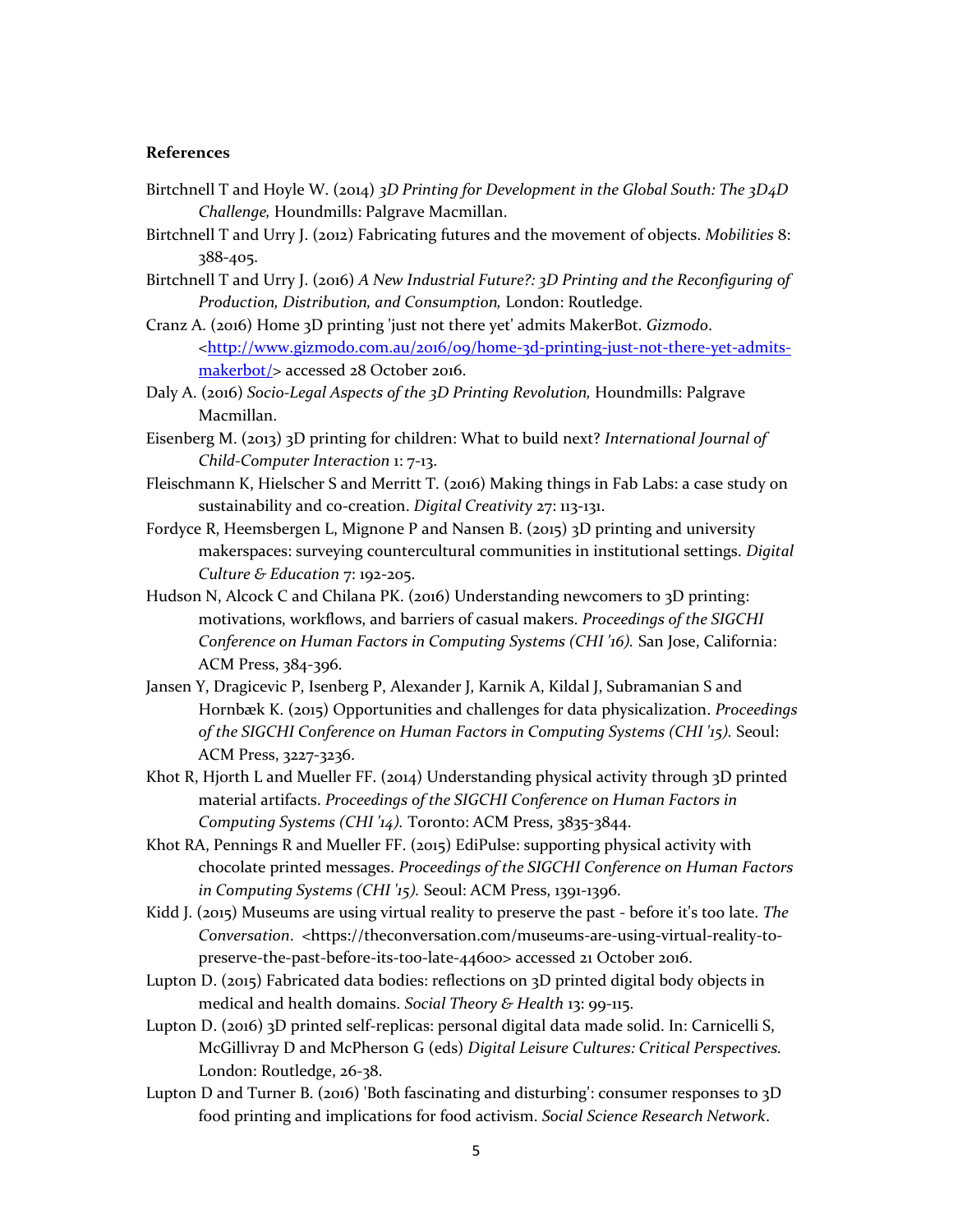**References**

Birtchnell T and Hoyle W. (2014) *3D Printing for Development in the Global South: The 3D4D Challenge,* Houndmills: Palgrave Macmillan.

Birtchnell T and Urry J. (2012) Fabricating futures and the movement of objects. *Mobilities* 8: 388-405.

Birtchnell T and Urry J. (2016) *A New Industrial Future?: 3D Printing and the Reconfiguring of Production, Distribution, and Consumption,* London: Routledge.

Cranz A. (2016) Home 3D printing 'just not there yet' admits MakerBot. *Gizmodo*. <[http://www.gizmodo.com.au/2016/09/home-3d-printing-just-not-there-yet-admits-makerbot/](http://www.gizmodo.com.au/2016/09/home-3d-printing-just-not-there-yet-admits-makerbot/)> accessed 28 October 2016.

Daly A. (2016) *Socio-Legal Aspects of the 3D Printing Revolution,* Houndmills: Palgrave Macmillan.

Eisenberg M. (2013) 3D printing for children: What to build next? *International Journal of Child-Computer Interaction* 1: 7-13.

Fleischmann K, Hielscher S and Merritt T. (2016) Making things in Fab Labs: a case study on sustainability and co-creation. *Digital Creativity* 27: 113-131.

Fordyce R, Heemsbergen L, Mignone P and Nansen B. (2015) 3D printing and university makerspaces: surveying countercultural communities in institutional settings. *Digital Culture & Education* 7: 192-205.

Hudson N, Alcock C and Chilana PK. (2016) Understanding newcomers to 3D printing: motivations, workflows, and barriers of casual makers. *Proceedings of the SIGCHI Conference on Human Factors in Computing Systems (CHI '16).* San Jose, California: ACM Press, 384-396.

Jansen Y, Dragicevic P, Isenberg P, Alexander J, Karnik A, Kildal J, Subramanian S and Hornbæk K. (2015) Opportunities and challenges for data physicalization. *Proceedings of the SIGCHI Conference on Human Factors in Computing Systems (CHI '15).* Seoul: ACM Press, 3227-3236.

Khot R, Hjorth L and Mueller FF. (2014) Understanding physical activity through 3D printed material artifacts. *Proceedings of the SIGCHI Conference on Human Factors in Computing Systems (CHI '14).* Toronto: ACM Press, 3835-3844.

Khot RA, Pennings R and Mueller FF. (2015) EdiPulse: supporting physical activity with chocolate printed messages. *Proceedings of the SIGCHI Conference on Human Factors in Computing Systems (CHI '15).* Seoul: ACM Press, 1391-1396.

Kidd J. (2015) Museums are using virtual reality to preserve the past - before it's too late. *The Conversation*. <https://theconversation.com/museums-are-using-virtual-reality-to-preserve-the-past-before-its-too-late-44600> accessed 21 October 2016.

Lupton D. (2015) Fabricated data bodies: reflections on 3D printed digital body objects in medical and health domains. *Social Theory & Health* 13: 99-115.

Lupton D. (2016) 3D printed self-replicas: personal digital data made solid. In: Carnicelli S, McGillivray D and McPherson G (eds) *Digital Leisure Cultures: Critical Perspectives.* London: Routledge, 26-38.

Lupton D and Turner B. (2016) 'Both fascinating and disturbing': consumer responses to 3D food printing and implications for food activism. *Social Science Research Network*.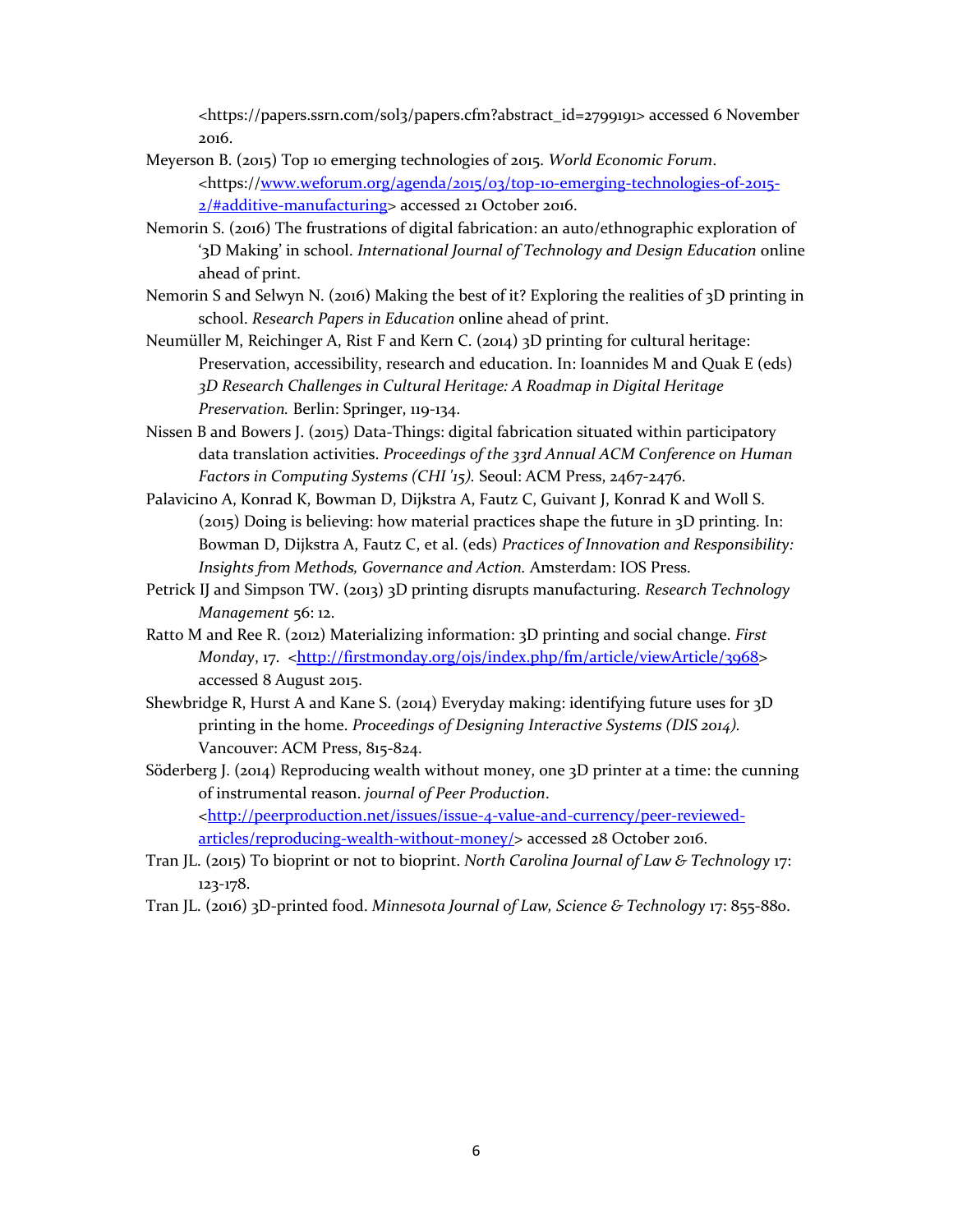<https://papers.ssrn.com/sol3/papers.cfm?abstract_id=2799191> accessed 6 November 2016.

Meyerson B. (2015) Top 10 emerging technologies of 2015. *World Economic Forum*. <https://www.weforum.org/agenda/2015/03/top-10-emerging-technologies-of-2015-2/#additive-manufacturing> accessed 21 October 2016.

Nemorin S. (2016) The frustrations of digital fabrication: an auto/ethnographic exploration of '3D Making' in school. *International Journal of Technology and Design Education* online ahead of print.

Nemorin S and Selwyn N. (2016) Making the best of it? Exploring the realities of 3D printing in school. *Research Papers in Education* online ahead of print.

Neumüller M, Reichinger A, Rist F and Kern C. (2014) 3D printing for cultural heritage: Preservation, accessibility, research and education. In: Ioannides M and Quak E (eds) *3D Research Challenges in Cultural Heritage: A Roadmap in Digital Heritage Preservation.* Berlin: Springer, 119-134.

Nissen B and Bowers J. (2015) Data-Things: digital fabrication situated within participatory data translation activities. *Proceedings of the 33rd Annual ACM Conference on Human Factors in Computing Systems (CHI '15).* Seoul: ACM Press, 2467-2476.

Palavicino A, Konrad K, Bowman D, Dijkstra A, Fautz C, Guivant J, Konrad K and Woll S. (2015) Doing is believing: how material practices shape the future in 3D printing. In: Bowman D, Dijkstra A, Fautz C, et al. (eds) *Practices of Innovation and Responsibility: Insights from Methods, Governance and Action.* Amsterdam: IOS Press.

Petrick IJ and Simpson TW. (2013) 3D printing disrupts manufacturing. *Research Technology Management* 56: 12.

Ratto M and Ree R. (2012) Materializing information: 3D printing and social change. *First Monday*, 17. <http://firstmonday.org/ojs/index.php/fm/article/viewArticle/3968> accessed 8 August 2015.

Shewbridge R, Hurst A and Kane S. (2014) Everyday making: identifying future uses for 3D printing in the home. *Proceedings of Designing Interactive Systems (DIS 2014).* Vancouver: ACM Press, 815-824.

Söderberg J. (2014) Reproducing wealth without money, one 3D printer at a time: the cunning of instrumental reason. *journal of Peer Production*. <http://peerproduction.net/issues/issue-4-value-and-currency/peer-reviewed-articles/reproducing-wealth-without-money/> accessed 28 October 2016.

Tran JL. (2015) To bioprint or not to bioprint. *North Carolina Journal of Law & Technology* 17: 123-178.

Tran JL. (2016) 3D-printed food. *Minnesota Journal of Law, Science & Technology* 17: 855-880.